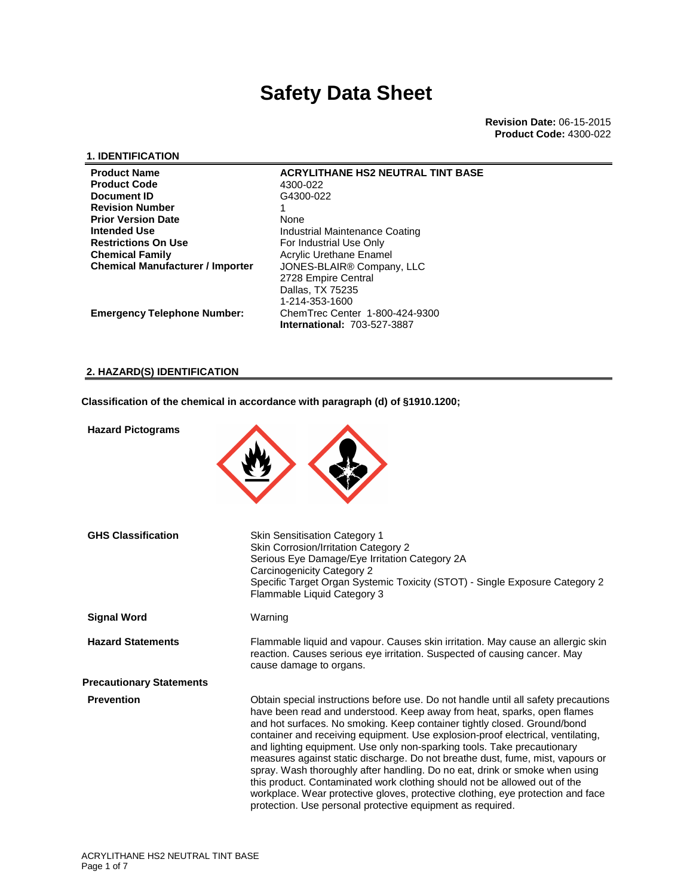# Safety Data Sheet

**Revision Date:** 06-15-2015
**Product Code:** 4300-022

## 1. IDENTIFICATION

| | |
|---|---|
| **Product Name** | **ACRYLITHANE HS2 NEUTRAL TINT BASE** |
| **Product Code** | 4300-022 |
| **Document ID** | G4300-022 |
| **Revision Number** | 1 |
| **Prior Version Date** | None |
| **Intended Use** | Industrial Maintenance Coating |
| **Restrictions On Use** | For Industrial Use Only |
| **Chemical Family** | Acrylic Urethane Enamel |
| **Chemical Manufacturer / Importer** | JONES-BLAIR® Company, LLC<br>2728 Empire Central<br>Dallas, TX 75235<br>1-214-353-1600 |
| **Emergency Telephone Number:** | ChemTrec Center 1-800-424-9300<br>**International:** 703-527-3887 |

## 2. HAZARD(S) IDENTIFICATION

**Classification of the chemical in accordance with paragraph (d) of §1910.1200;**

**Hazard Pictograms**

**GHS Classification**

Skin Sensitisation Category 1
Skin Corrosion/Irritation Category 2
Serious Eye Damage/Eye Irritation Category 2A
Carcinogenicity Category 2
Specific Target Organ Systemic Toxicity (STOT) - Single Exposure Category 2
Flammable Liquid Category 3

**Signal Word**

Warning

**Hazard Statements**

Flammable liquid and vapour. Causes skin irritation. May cause an allergic skin reaction. Causes serious eye irritation. Suspected of causing cancer. May cause damage to organs.

**Precautionary Statements**

**Prevention**

Obtain special instructions before use. Do not handle until all safety precautions have been read and understood. Keep away from heat, sparks, open flames and hot surfaces. No smoking. Keep container tightly closed. Ground/bond container and receiving equipment. Use explosion-proof electrical, ventilating, and lighting equipment. Use only non-sparking tools. Take precautionary measures against static discharge. Do not breathe dust, fume, mist, vapours or spray. Wash thoroughly after handling. Do no eat, drink or smoke when using this product. Contaminated work clothing should not be allowed out of the workplace. Wear protective gloves, protective clothing, eye protection and face protection. Use personal protective equipment as required.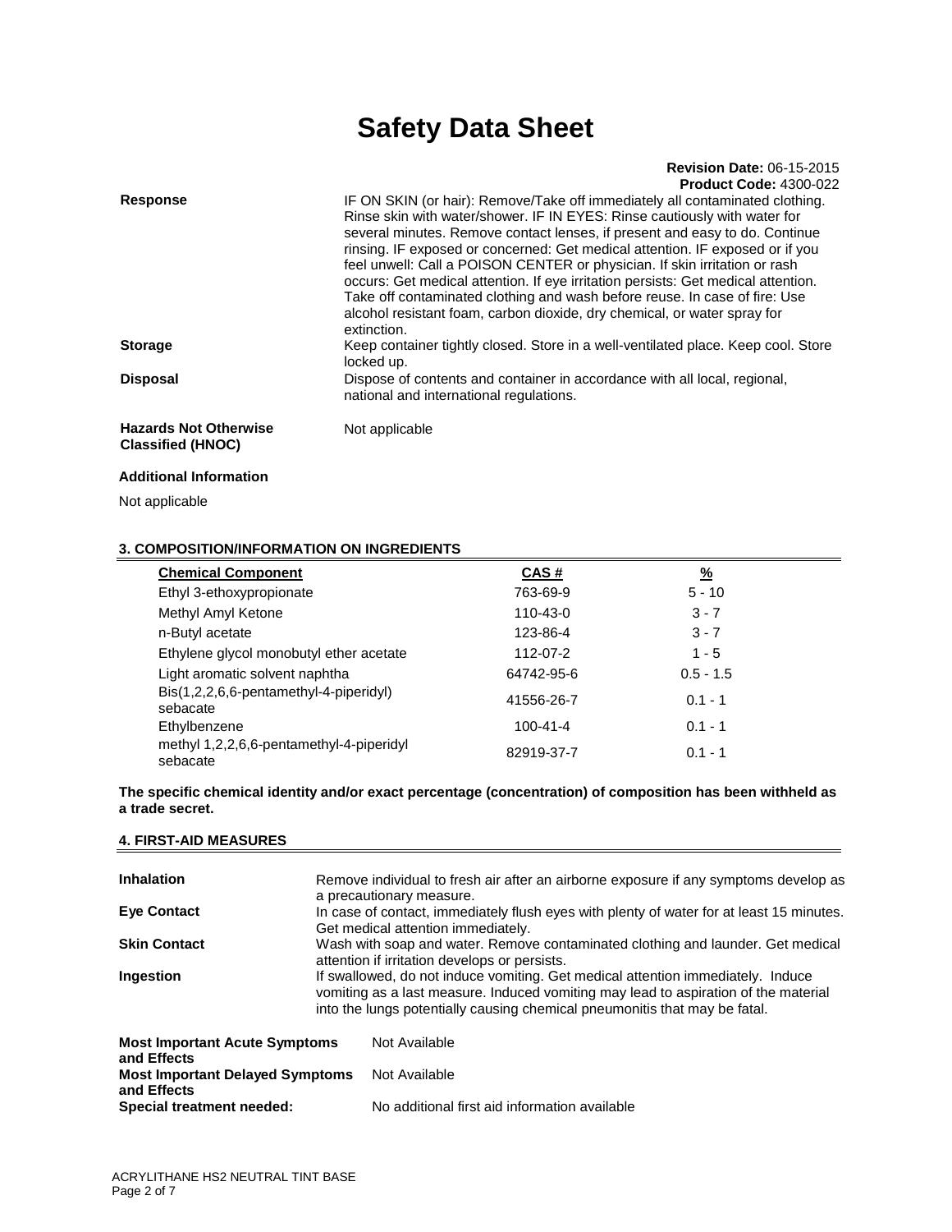# Safety Data Sheet

**Revision Date:** 06-15-2015
**Product Code:** 4300-022

**Response**
IF ON SKIN (or hair): Remove/Take off immediately all contaminated clothing. Rinse skin with water/shower. IF IN EYES: Rinse cautiously with water for several minutes. Remove contact lenses, if present and easy to do. Continue rinsing. IF exposed or concerned: Get medical attention. IF exposed or if you feel unwell: Call a POISON CENTER or physician. If skin irritation or rash occurs: Get medical attention. If eye irritation persists: Get medical attention. Take off contaminated clothing and wash before reuse. In case of fire: Use alcohol resistant foam, carbon dioxide, dry chemical, or water spray for extinction.

**Storage**
Keep container tightly closed. Store in a well-ventilated place. Keep cool. Store locked up.

**Disposal**
Dispose of contents and container in accordance with all local, regional, national and international regulations.

**Hazards Not Otherwise Classified (HNOC)**
Not applicable

**Additional Information**

Not applicable

## 3. COMPOSITION/INFORMATION ON INGREDIENTS

| Chemical Component | CAS # | % |
|---|---|---|
| Ethyl 3-ethoxypropionate | 763-69-9 | 5 - 10 |
| Methyl Amyl Ketone | 110-43-0 | 3 - 7 |
| n-Butyl acetate | 123-86-4 | 3 - 7 |
| Ethylene glycol monobutyl ether acetate | 112-07-2 | 1 - 5 |
| Light aromatic solvent naphtha | 64742-95-6 | 0.5 - 1.5 |
| Bis(1,2,2,6,6-pentamethyl-4-piperidyl) sebacate | 41556-26-7 | 0.1 - 1 |
| Ethylbenzene | 100-41-4 | 0.1 - 1 |
| methyl 1,2,2,6,6-pentamethyl-4-piperidyl sebacate | 82919-37-7 | 0.1 - 1 |

**The specific chemical identity and/or exact percentage (concentration) of composition has been withheld as a trade secret.**

## 4. FIRST-AID MEASURES

**Inhalation**
Remove individual to fresh air after an airborne exposure if any symptoms develop as a precautionary measure.

**Eye Contact**
In case of contact, immediately flush eyes with plenty of water for at least 15 minutes. Get medical attention immediately.

**Skin Contact**
Wash with soap and water. Remove contaminated clothing and launder. Get medical attention if irritation develops or persists.

**Ingestion**
If swallowed, do not induce vomiting. Get medical attention immediately. Induce vomiting as a last measure. Induced vomiting may lead to aspiration of the material into the lungs potentially causing chemical pneumonitis that may be fatal.

**Most Important Acute Symptoms and Effects**
Not Available

**Most Important Delayed Symptoms and Effects**
Not Available

**Special treatment needed:**
No additional first aid information available

ACRYLITHANE HS2 NEUTRAL TINT BASE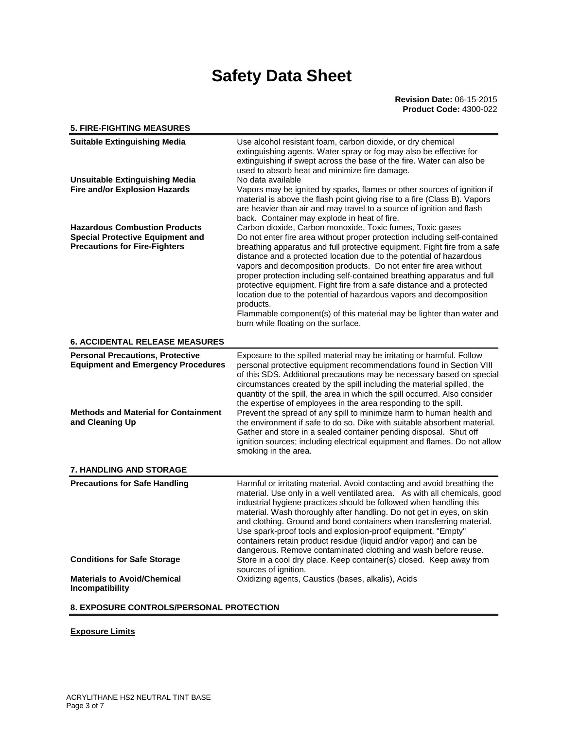# Safety Data Sheet

**Revision Date:** 06-15-2015
**Product Code:** 4300-022

## 5. FIRE-FIGHTING MEASURES

| | |
|---|---|
| **Suitable Extinguishing Media** | Use alcohol resistant foam, carbon dioxide, or dry chemical extinguishing agents. Water spray or fog may also be effective for extinguishing if swept across the base of the fire. Water can also be used to absorb heat and minimize fire damage. |
| **Unsuitable Extinguishing Media** | No data available |
| **Fire and/or Explosion Hazards** | Vapors may be ignited by sparks, flames or other sources of ignition if material is above the flash point giving rise to a fire (Class B). Vapors are heavier than air and may travel to a source of ignition and flash back. Container may explode in heat of fire. |
| **Hazardous Combustion Products** | Carbon dioxide, Carbon monoxide, Toxic fumes, Toxic gases |
| **Special Protective Equipment and Precautions for Fire-Fighters** | Do not enter fire area without proper protection including self-contained breathing apparatus and full protective equipment. Fight fire from a safe distance and a protected location due to the potential of hazardous vapors and decomposition products. Do not enter fire area without proper protection including self-contained breathing apparatus and full protective equipment. Fight fire from a safe distance and a protected location due to the potential of hazardous vapors and decomposition products.<br>Flammable component(s) of this material may be lighter than water and burn while floating on the surface. |

## 6. ACCIDENTAL RELEASE MEASURES

| | |
|---|---|
| **Personal Precautions, Protective Equipment and Emergency Procedures** | Exposure to the spilled material may be irritating or harmful. Follow personal protective equipment recommendations found in Section VIII of this SDS. Additional precautions may be necessary based on special circumstances created by the spill including the material spilled, the quantity of the spill, the area in which the spill occurred. Also consider the expertise of employees in the area responding to the spill. |
| **Methods and Material for Containment and Cleaning Up** | Prevent the spread of any spill to minimize harm to human health and the environment if safe to do so. Dike with suitable absorbent material. Gather and store in a sealed container pending disposal. Shut off ignition sources; including electrical equipment and flames. Do not allow smoking in the area. |

## 7. HANDLING AND STORAGE

| | |
|---|---|
| **Precautions for Safe Handling** | Harmful or irritating material. Avoid contacting and avoid breathing the material. Use only in a well ventilated area. As with all chemicals, good industrial hygiene practices should be followed when handling this material. Wash thoroughly after handling. Do not get in eyes, on skin and clothing. Ground and bond containers when transferring material. Use spark-proof tools and explosion-proof equipment. "Empty" containers retain product residue (liquid and/or vapor) and can be dangerous. Remove contaminated clothing and wash before reuse. |
| **Conditions for Safe Storage** | Store in a cool dry place. Keep container(s) closed. Keep away from sources of ignition. |
| **Materials to Avoid/Chemical Incompatibility** | Oxidizing agents, Caustics (bases, alkalis), Acids |

## 8. EXPOSURE CONTROLS/PERSONAL PROTECTION

**Exposure Limits**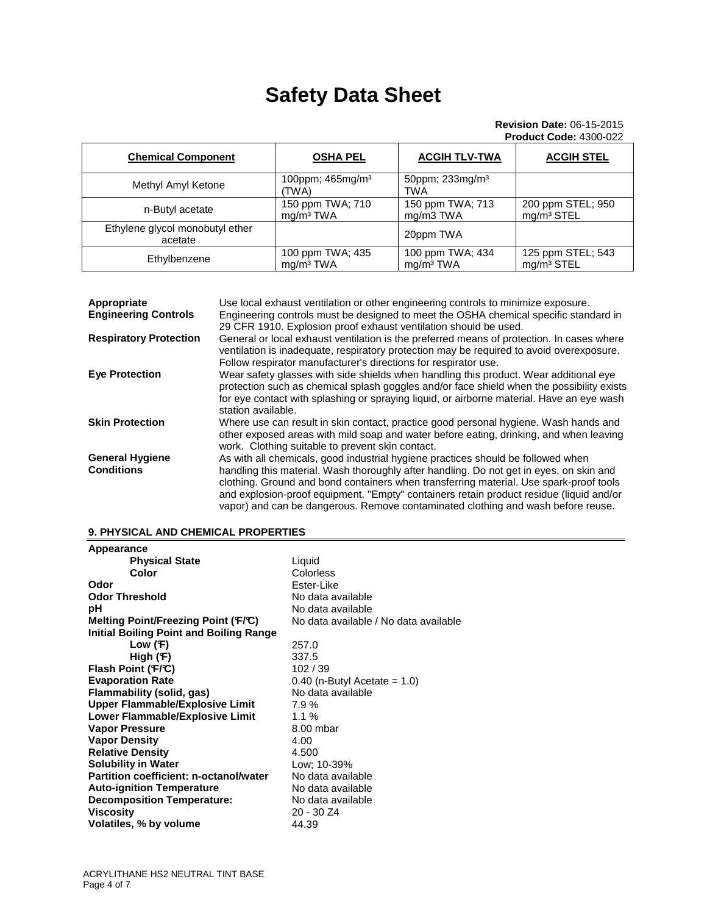# Safety Data Sheet

**Revision Date:** 06-15-2015
**Product Code:** 4300-022

| Chemical Component | OSHA PEL | ACGIH TLV-TWA | ACGIH STEL |
|---|---|---|---|
| Methyl Amyl Ketone | 100ppm; 465mg/m³ (TWA) | 50ppm; 233mg/m³ TWA | |
| n-Butyl acetate | 150 ppm TWA; 710 mg/m³ TWA | 150 ppm TWA; 713 mg/m3 TWA | 200 ppm STEL; 950 mg/m³ STEL |
| Ethylene glycol monobutyl ether acetate | | 20ppm TWA | |
| Ethylbenzene | 100 ppm TWA; 435 mg/m³ TWA | 100 ppm TWA; 434 mg/m³ TWA | 125 ppm STEL; 543 mg/m³ STEL |

**Appropriate Engineering Controls** Use local exhaust ventilation or other engineering controls to minimize exposure. Engineering controls must be designed to meet the OSHA chemical specific standard in 29 CFR 1910. Explosion proof exhaust ventilation should be used.

**Respiratory Protection** General or local exhaust ventilation is the preferred means of protection. In cases where ventilation is inadequate, respiratory protection may be required to avoid overexposure. Follow respirator manufacturer's directions for respirator use.

**Eye Protection** Wear safety glasses with side shields when handling this product. Wear additional eye protection such as chemical splash goggles and/or face shield when the possibility exists for eye contact with splashing or spraying liquid, or airborne material. Have an eye wash station available.

**Skin Protection** Where use can result in skin contact, practice good personal hygiene. Wash hands and other exposed areas with mild soap and water before eating, drinking, and when leaving work. Clothing suitable to prevent skin contact.

**General Hygiene Conditions** As with all chemicals, good industrial hygiene practices should be followed when handling this material. Wash thoroughly after handling. Do not get in eyes, on skin and clothing. Ground and bond containers when transferring material. Use spark-proof tools and explosion-proof equipment. "Empty" containers retain product residue (liquid and/or vapor) and can be dangerous. Remove contaminated clothing and wash before reuse.

## 9. PHYSICAL AND CHEMICAL PROPERTIES

**Appearance**
- **Physical State** Liquid
- **Color** Colorless

**Odor** Ester-Like
**Odor Threshold** No data available
**pH** No data available
**Melting Point/Freezing Point (°F/°C)** No data available / No data available
**Initial Boiling Point and Boiling Range**
- **Low (°F)** 257.0
- **High (°F)** 337.5

**Flash Point (°F/°C)** 102 / 39
**Evaporation Rate** 0.40 (n-Butyl Acetate = 1.0)
**Flammability (solid, gas)** No data available
**Upper Flammable/Explosive Limit** 7.9 %
**Lower Flammable/Explosive Limit** 1.1 %
**Vapor Pressure** 8.00 mbar
**Vapor Density** 4.00
**Relative Density** 4.500
**Solubility in Water** Low; 10-39%
**Partition coefficient: n-octanol/water** No data available
**Auto-ignition Temperature** No data available
**Decomposition Temperature:** No data available
**Viscosity** 20 - 30 Z4
**Volatiles, % by volume** 44.39

ACRYLITHANE HS2 NEUTRAL TINT BASE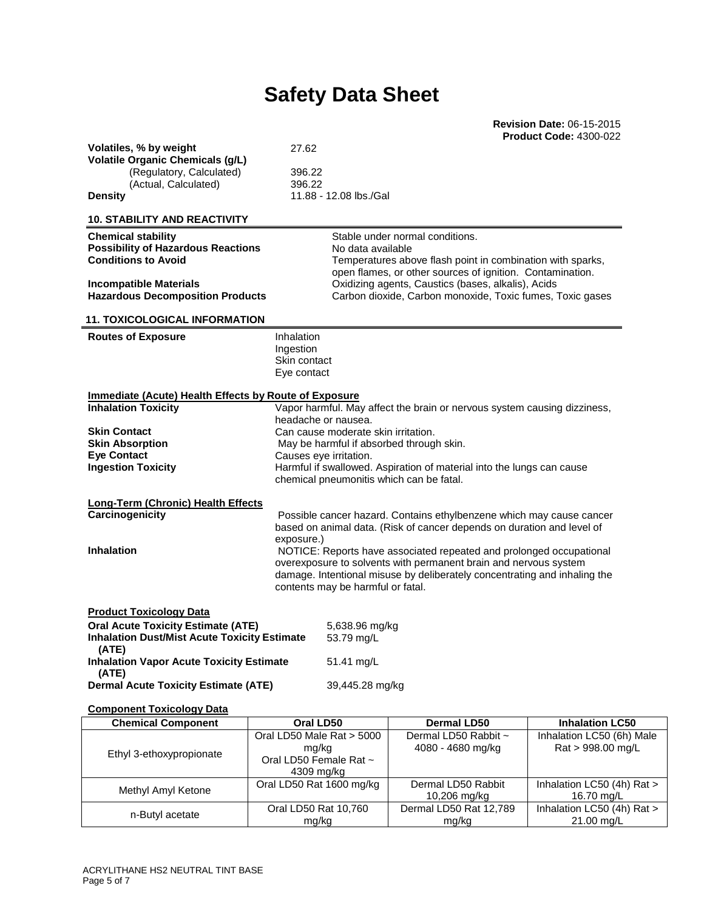# Safety Data Sheet

**Revision Date:** 06-15-2015
**Product Code:** 4300-022

| | |
|---|---|
| **Volatiles, % by weight** | 27.62 |
| **Volatile Organic Chemicals (g/L)** | |
| (Regulatory, Calculated) | 396.22 |
| (Actual, Calculated) | 396.22 |
| **Density** | 11.88 - 12.08 lbs./Gal |

## 10. STABILITY AND REACTIVITY

| | |
|---|---|
| **Chemical stability** | Stable under normal conditions. |
| **Possibility of Hazardous Reactions** | No data available |
| **Conditions to Avoid** | Temperatures above flash point in combination with sparks, open flames, or other sources of ignition. Contamination. |
| **Incompatible Materials** | Oxidizing agents, Caustics (bases, alkalis), Acids |
| **Hazardous Decomposition Products** | Carbon dioxide, Carbon monoxide, Toxic fumes, Toxic gases |

## 11. TOXICOLOGICAL INFORMATION

**Routes of Exposure**
Inhalation
Ingestion
Skin contact
Eye contact

**Immediate (Acute) Health Effects by Route of Exposure**

| | |
|---|---|
| **Inhalation Toxicity** | Vapor harmful. May affect the brain or nervous system causing dizziness, headache or nausea. |
| **Skin Contact** | Can cause moderate skin irritation. |
| **Skin Absorption** | May be harmful if absorbed through skin. |
| **Eye Contact** | Causes eye irritation. |
| **Ingestion Toxicity** | Harmful if swallowed. Aspiration of material into the lungs can cause chemical pneumonitis which can be fatal. |

**Long-Term (Chronic) Health Effects**

| | |
|---|---|
| **Carcinogenicity** | Possible cancer hazard. Contains ethylbenzene which may cause cancer based on animal data. (Risk of cancer depends on duration and level of exposure.) |
| **Inhalation** | NOTICE: Reports have associated repeated and prolonged occupational overexposure to solvents with permanent brain and nervous system damage. Intentional misuse by deliberately concentrating and inhaling the contents may be harmful or fatal. |

**Product Toxicology Data**

| | |
|---|---|
| **Oral Acute Toxicity Estimate (ATE)** | 5,638.96 mg/kg |
| **Inhalation Dust/Mist Acute Toxicity Estimate (ATE)** | 53.79 mg/L |
| **Inhalation Vapor Acute Toxicity Estimate (ATE)** | 51.41 mg/L |
| **Dermal Acute Toxicity Estimate (ATE)** | 39,445.28 mg/kg |

**Component Toxicology Data**

| Chemical Component | Oral LD50 | Dermal LD50 | Inhalation LC50 |
|---|---|---|---|
| Ethyl 3-ethoxypropionate | Oral LD50 Male Rat > 5000 mg/kg<br>Oral LD50 Female Rat ~ 4309 mg/kg | Dermal LD50 Rabbit ~ 4080 - 4680 mg/kg | Inhalation LC50 (6h) Male Rat > 998.00 mg/L |
| Methyl Amyl Ketone | Oral LD50 Rat 1600 mg/kg | Dermal LD50 Rabbit 10,206 mg/kg | Inhalation LC50 (4h) Rat > 16.70 mg/L |
| n-Butyl acetate | Oral LD50 Rat 10,760 mg/kg | Dermal LD50 Rat 12,789 mg/kg | Inhalation LC50 (4h) Rat > 21.00 mg/L |

ACRYLITHANE HS2 NEUTRAL TINT BASE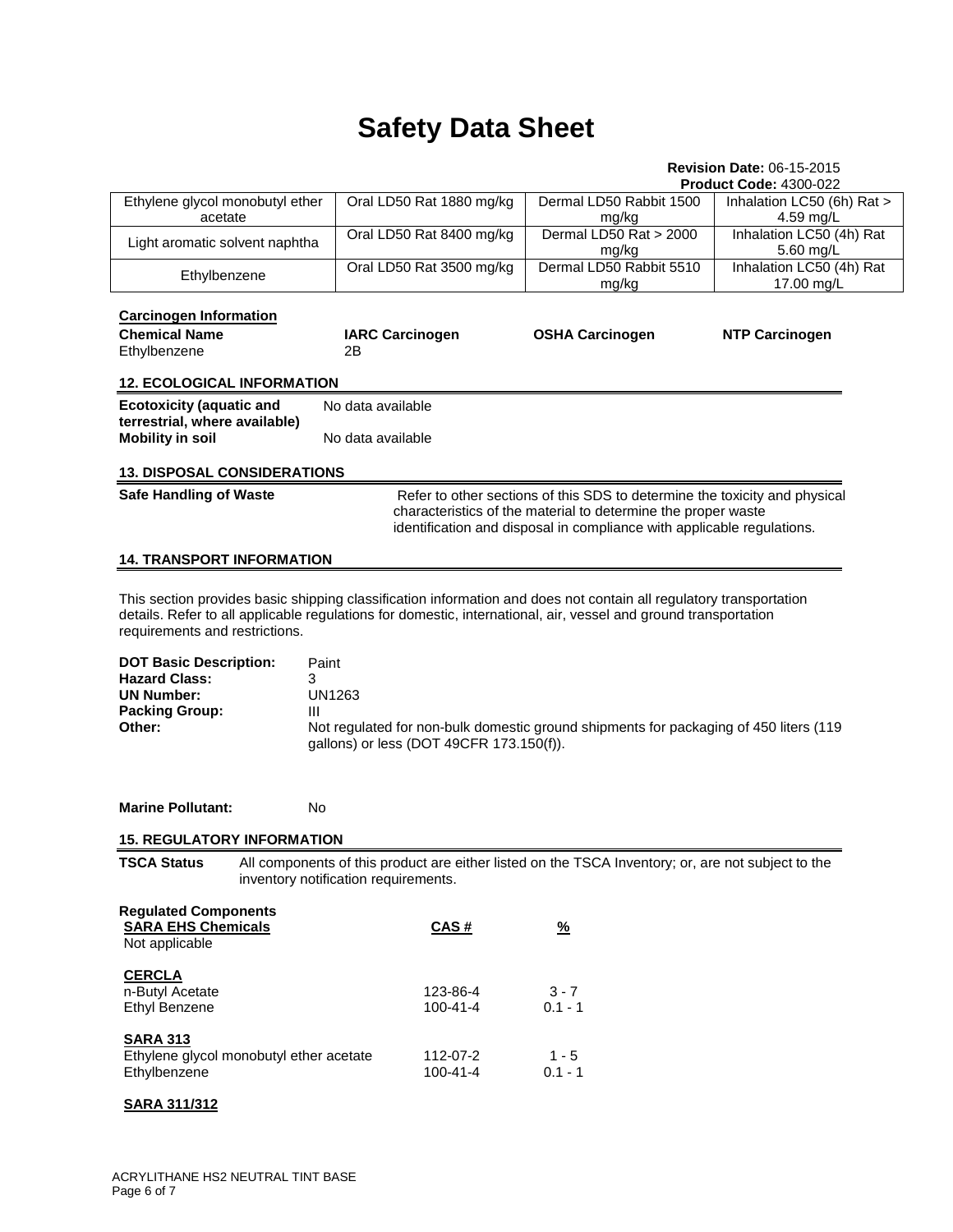# Safety Data Sheet

**Revision Date:** 06-15-2015
**Product Code:** 4300-022

| Ethylene glycol monobutyl ether acetate | Oral LD50 Rat 1880 mg/kg | Dermal LD50 Rabbit 1500 mg/kg | Inhalation LC50 (6h) Rat > 4.59 mg/L |
|---|---|---|---|
| Light aromatic solvent naphtha | Oral LD50 Rat 8400 mg/kg | Dermal LD50 Rat > 2000 mg/kg | Inhalation LC50 (4h) Rat 5.60 mg/L |
| Ethylbenzene | Oral LD50 Rat 3500 mg/kg | Dermal LD50 Rabbit 5510 mg/kg | Inhalation LC50 (4h) Rat 17.00 mg/L |

**Carcinogen Information**

| Chemical Name | IARC Carcinogen | OSHA Carcinogen | NTP Carcinogen |
|---|---|---|---|
| Ethylbenzene | 2B | | |

## 12. ECOLOGICAL INFORMATION

**Ecotoxicity (aquatic and terrestrial, where available)** No data available

**Mobility in soil** No data available

## 13. DISPOSAL CONSIDERATIONS

**Safe Handling of Waste** Refer to other sections of this SDS to determine the toxicity and physical characteristics of the material to determine the proper waste identification and disposal in compliance with applicable regulations.

## 14. TRANSPORT INFORMATION

This section provides basic shipping classification information and does not contain all regulatory transportation details. Refer to all applicable regulations for domestic, international, air, vessel and ground transportation requirements and restrictions.

**DOT Basic Description:** Paint
**Hazard Class:** 3
**UN Number:** UN1263
**Packing Group:** III
**Other:** Not regulated for non-bulk domestic ground shipments for packaging of 450 liters (119 gallons) or less (DOT 49CFR 173.150(f)).

**Marine Pollutant:** No

## 15. REGULATORY INFORMATION

**TSCA Status** All components of this product are either listed on the TSCA Inventory; or, are not subject to the inventory notification requirements.

**Regulated Components**

| SARA EHS Chemicals | CAS # | % |
|---|---|---|
| Not applicable | | |
| **CERCLA** | | |
| n-Butyl Acetate | 123-86-4 | 3 - 7 |
| Ethyl Benzene | 100-41-4 | 0.1 - 1 |
| **SARA 313** | | |
| Ethylene glycol monobutyl ether acetate | 112-07-2 | 1 - 5 |
| Ethylbenzene | 100-41-4 | 0.1 - 1 |

**SARA 311/312**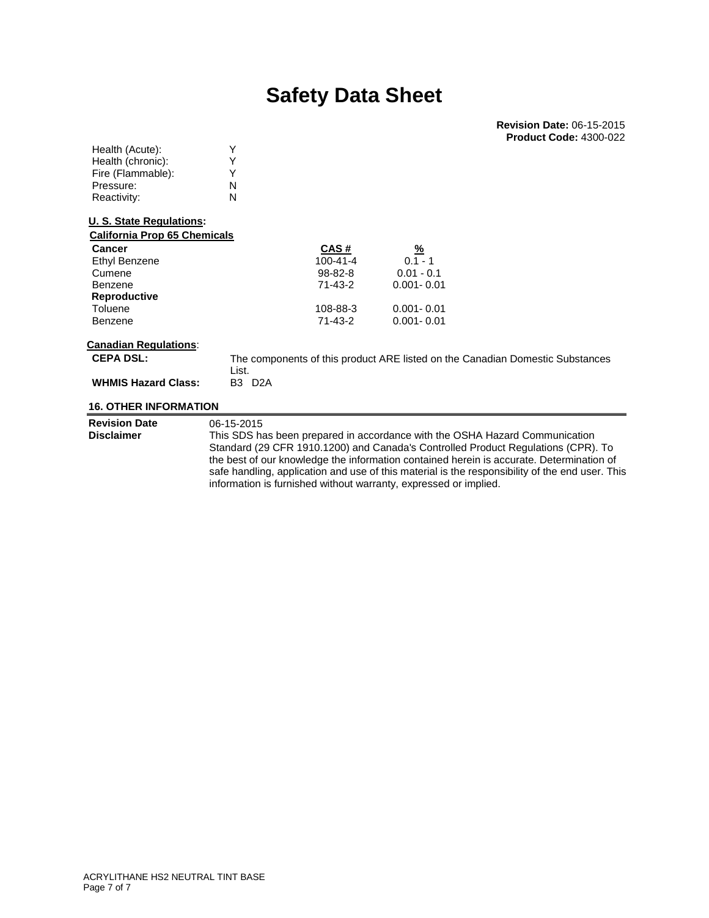# Safety Data Sheet

**Revision Date:** 06-15-2015
**Product Code:** 4300-022

| | |
|---|---|
| Health (Acute): | Y |
| Health (chronic): | Y |
| Fire (Flammable): | Y |
| Pressure: | N |
| Reactivity: | N |

**U. S. State Regulations:**

**California Prop 65 Chemicals**

| **Cancer** | **CAS #** | **%** |
|---|---|---|
| Ethyl Benzene | 100-41-4 | 0.1 - 1 |
| Cumene | 98-82-8 | 0.01 - 0.1 |
| Benzene | 71-43-2 | 0.001- 0.01 |
| **Reproductive** | | |
| Toluene | 108-88-3 | 0.001- 0.01 |
| Benzene | 71-43-2 | 0.001- 0.01 |

**Canadian Regulations**:

**CEPA DSL:** The components of this product ARE listed on the Canadian Domestic Substances List.

**WHMIS Hazard Class:** B3 D2A

## 16. OTHER INFORMATION

**Revision Date** 06-15-2015

**Disclaimer** This SDS has been prepared in accordance with the OSHA Hazard Communication Standard (29 CFR 1910.1200) and Canada's Controlled Product Regulations (CPR). To the best of our knowledge the information contained herein is accurate. Determination of safe handling, application and use of this material is the responsibility of the end user. This information is furnished without warranty, expressed or implied.